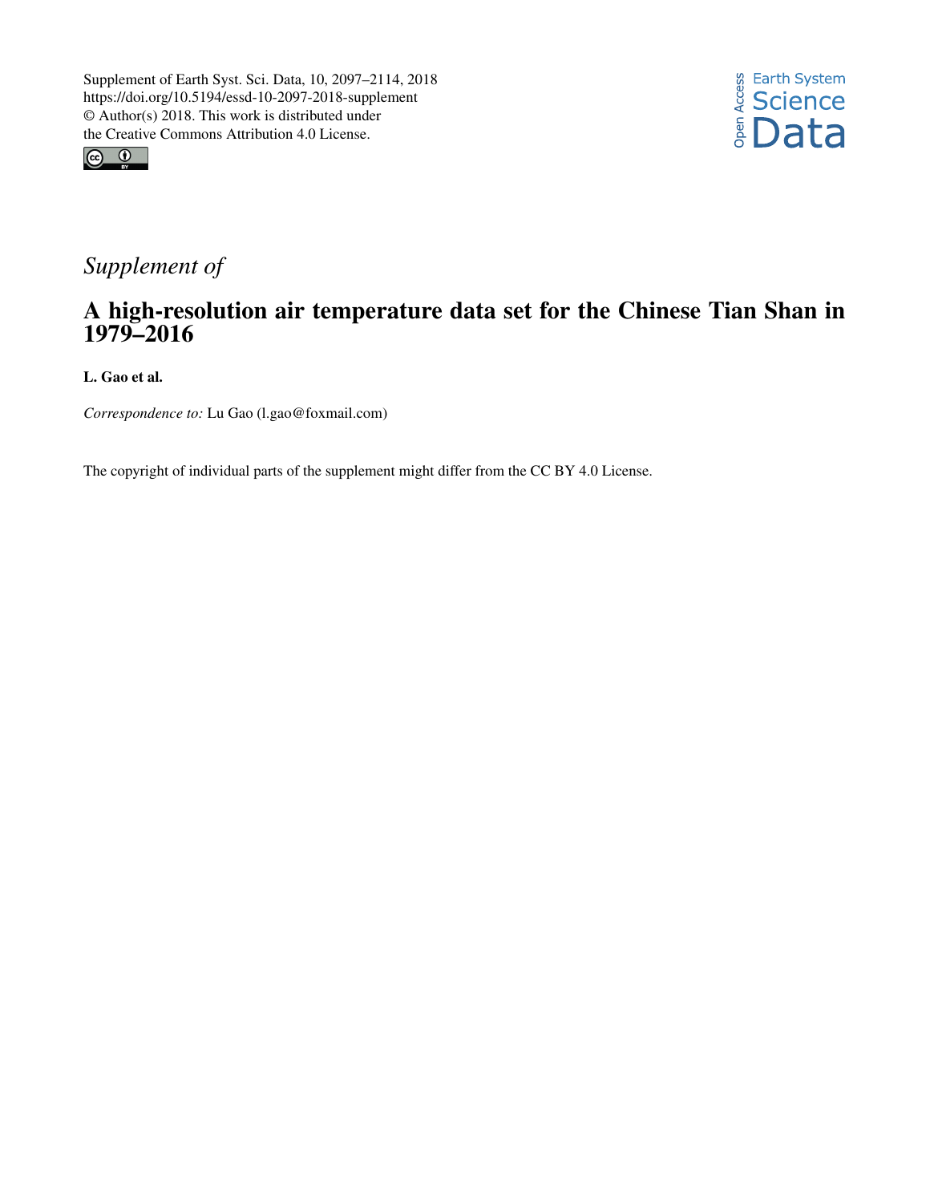Supplement of Earth Syst. Sci. Data, 10, 2097–2114, 2018
https://doi.org/10.5194/essd-10-2097-2018-supplement
© Author(s) 2018. This work is distributed under
the Creative Commons Attribution 4.0 License.

*Supplement of*

# A high-resolution air temperature data set for the Chinese Tian Shan in 1979–2016

**L. Gao et al.**

*Correspondence to:* Lu Gao (l.gao@foxmail.com)

The copyright of individual parts of the supplement might differ from the CC BY 4.0 License.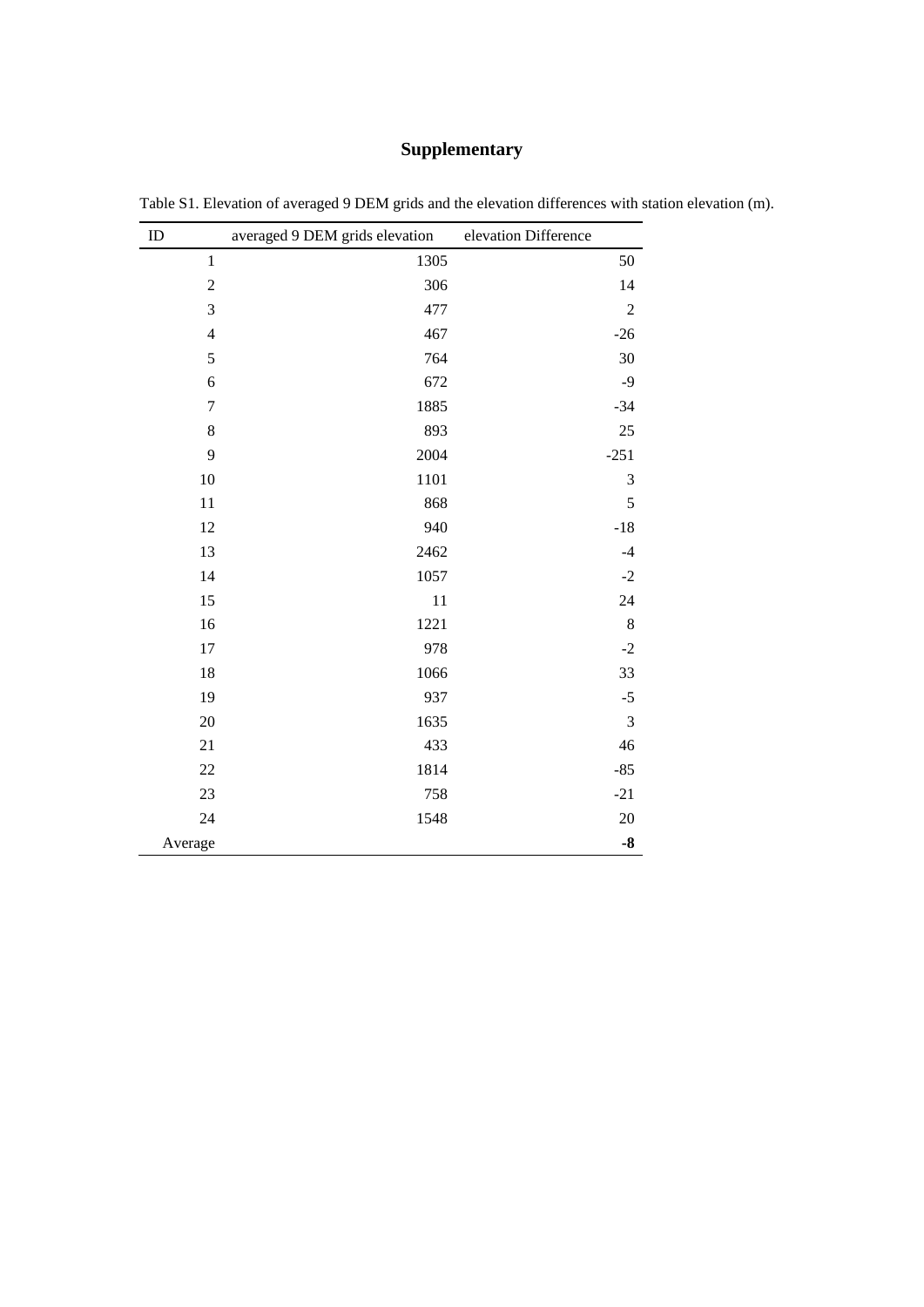# Supplementary

Table S1. Elevation of averaged 9 DEM grids and the elevation differences with station elevation (m).

| ID | averaged 9 DEM grids elevation | elevation Difference |
|---|---|---|
| 1 | 1305 | 50 |
| 2 | 306 | 14 |
| 3 | 477 | 2 |
| 4 | 467 | -26 |
| 5 | 764 | 30 |
| 6 | 672 | -9 |
| 7 | 1885 | -34 |
| 8 | 893 | 25 |
| 9 | 2004 | -251 |
| 10 | 1101 | 3 |
| 11 | 868 | 5 |
| 12 | 940 | -18 |
| 13 | 2462 | -4 |
| 14 | 1057 | -2 |
| 15 | 11 | 24 |
| 16 | 1221 | 8 |
| 17 | 978 | -2 |
| 18 | 1066 | 33 |
| 19 | 937 | -5 |
| 20 | 1635 | 3 |
| 21 | 433 | 46 |
| 22 | 1814 | -85 |
| 23 | 758 | -21 |
| 24 | 1548 | 20 |
| Average | | **-8** |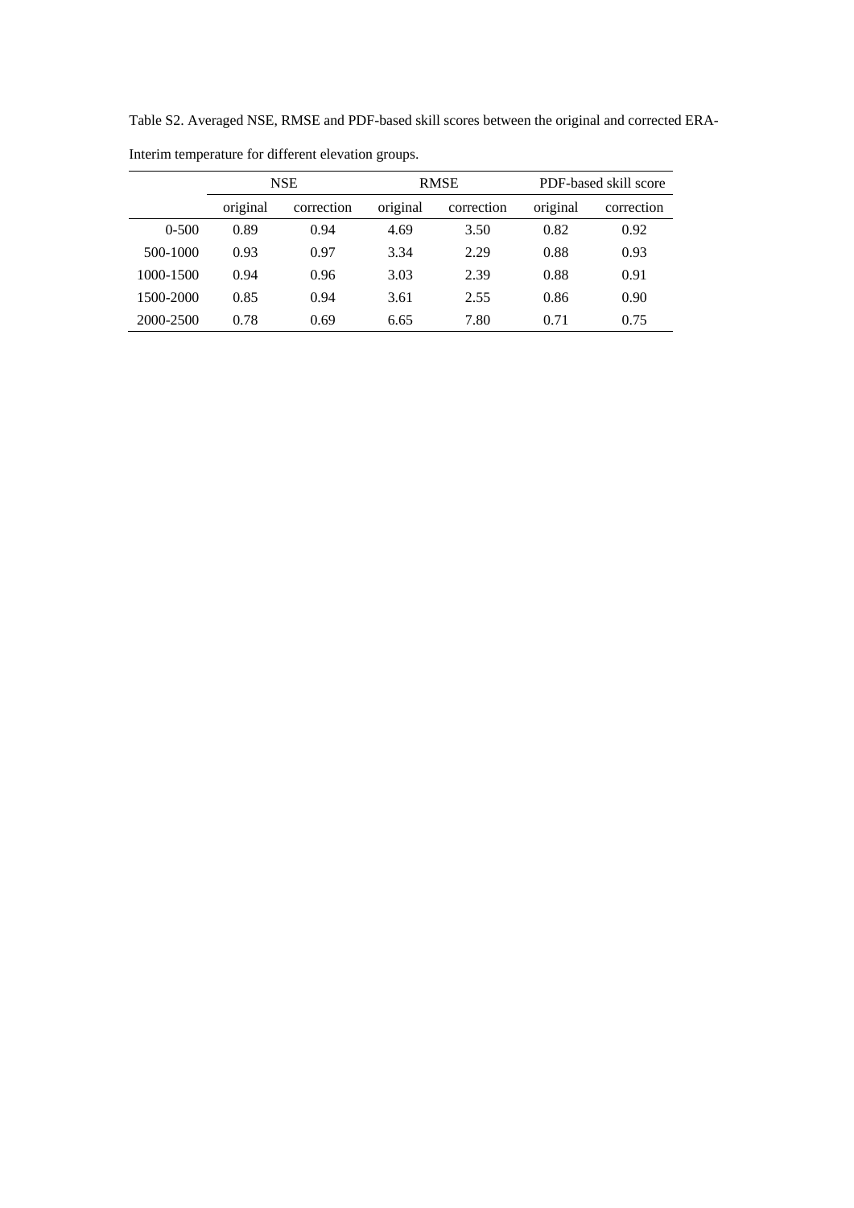Table S2. Averaged NSE, RMSE and PDF-based skill scores between the original and corrected ERA-Interim temperature for different elevation groups.

| | NSE | | RMSE | | PDF-based skill score | |
|---|---|---|---|---|---|---|
| | original | correction | original | correction | original | correction |
| 0-500 | 0.89 | 0.94 | 4.69 | 3.50 | 0.82 | 0.92 |
| 500-1000 | 0.93 | 0.97 | 3.34 | 2.29 | 0.88 | 0.93 |
| 1000-1500 | 0.94 | 0.96 | 3.03 | 2.39 | 0.88 | 0.91 |
| 1500-2000 | 0.85 | 0.94 | 3.61 | 2.55 | 0.86 | 0.90 |
| 2000-2500 | 0.78 | 0.69 | 6.65 | 7.80 | 0.71 | 0.75 |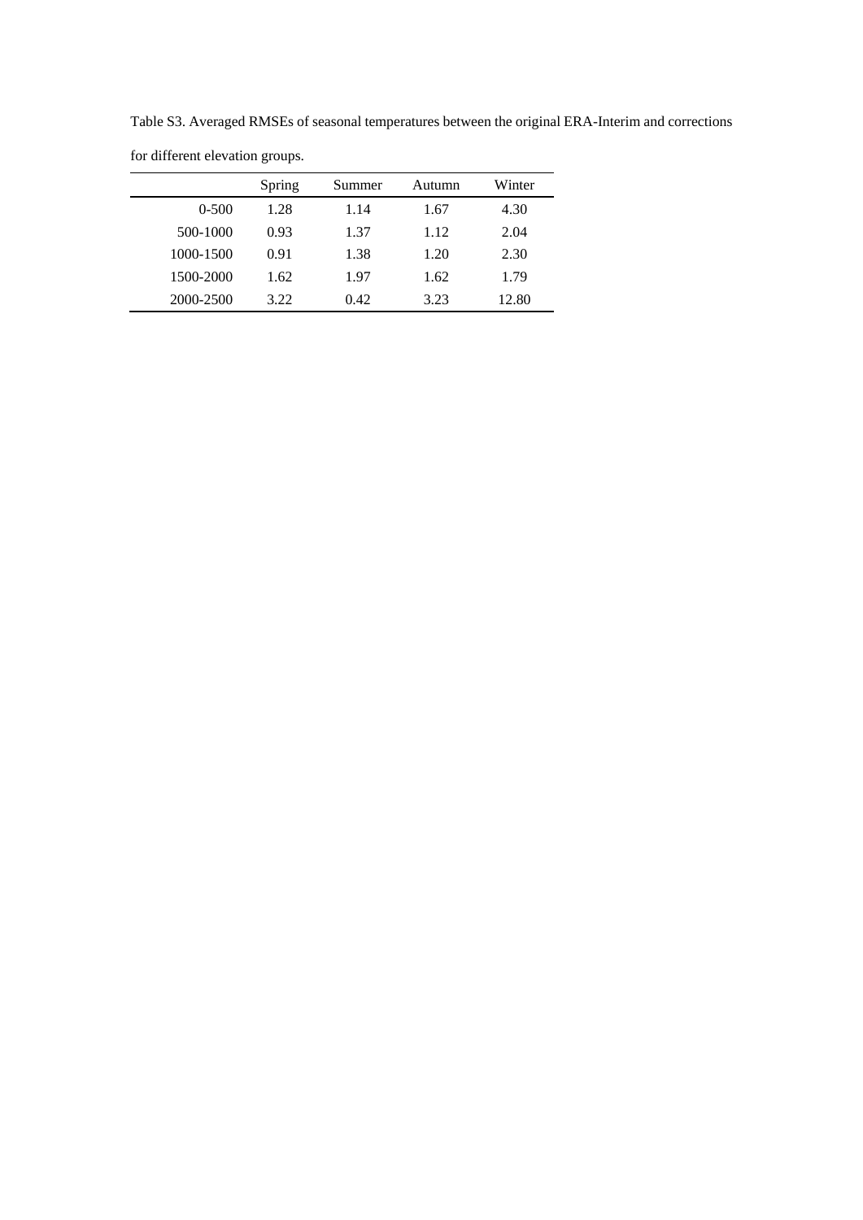Table S3. Averaged RMSEs of seasonal temperatures between the original ERA-Interim and corrections for different elevation groups.

| | Spring | Summer | Autumn | Winter |
|---|---|---|---|---|
| 0-500 | 1.28 | 1.14 | 1.67 | 4.30 |
| 500-1000 | 0.93 | 1.37 | 1.12 | 2.04 |
| 1000-1500 | 0.91 | 1.38 | 1.20 | 2.30 |
| 1500-2000 | 1.62 | 1.97 | 1.62 | 1.79 |
| 2000-2500 | 3.22 | 0.42 | 3.23 | 12.80 |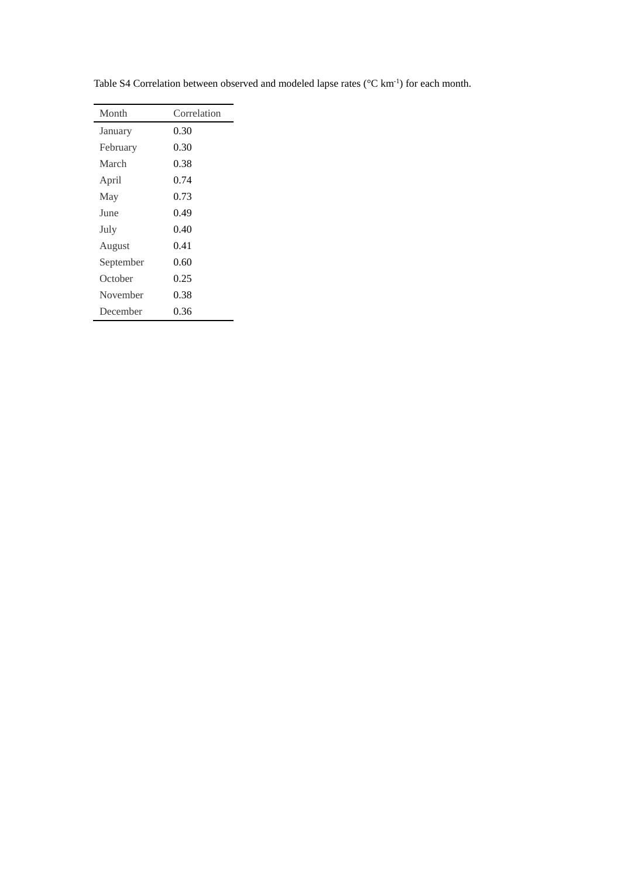Table S4 Correlation between observed and modeled lapse rates (°C km$^{-1}$) for each month.

| Month | Correlation |
|---|---|
| January | 0.30 |
| February | 0.30 |
| March | 0.38 |
| April | 0.74 |
| May | 0.73 |
| June | 0.49 |
| July | 0.40 |
| August | 0.41 |
| September | 0.60 |
| October | 0.25 |
| November | 0.38 |
| December | 0.36 |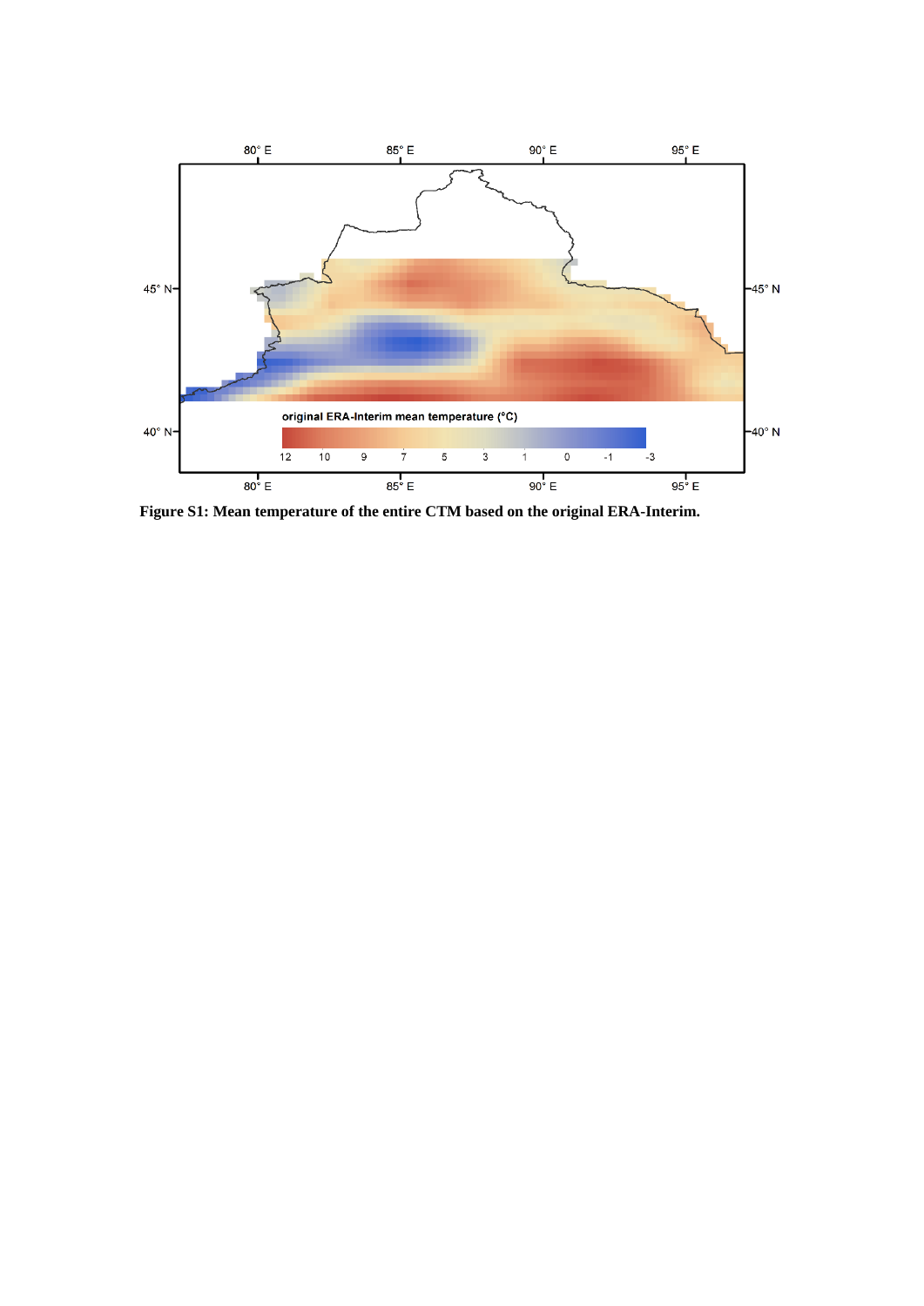**Figure S1: Mean temperature of the entire CTM based on the original ERA-Interim.**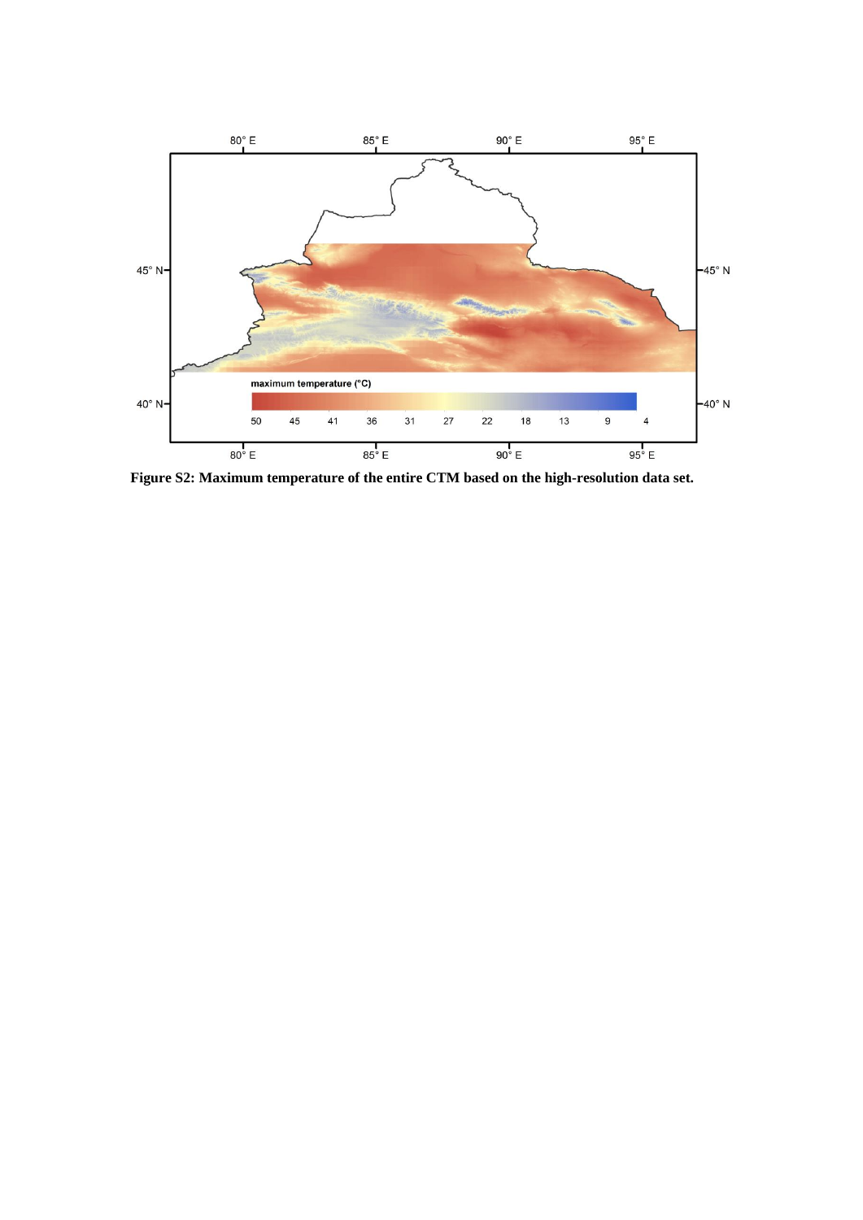**Figure S2: Maximum temperature of the entire CTM based on the high-resolution data set.**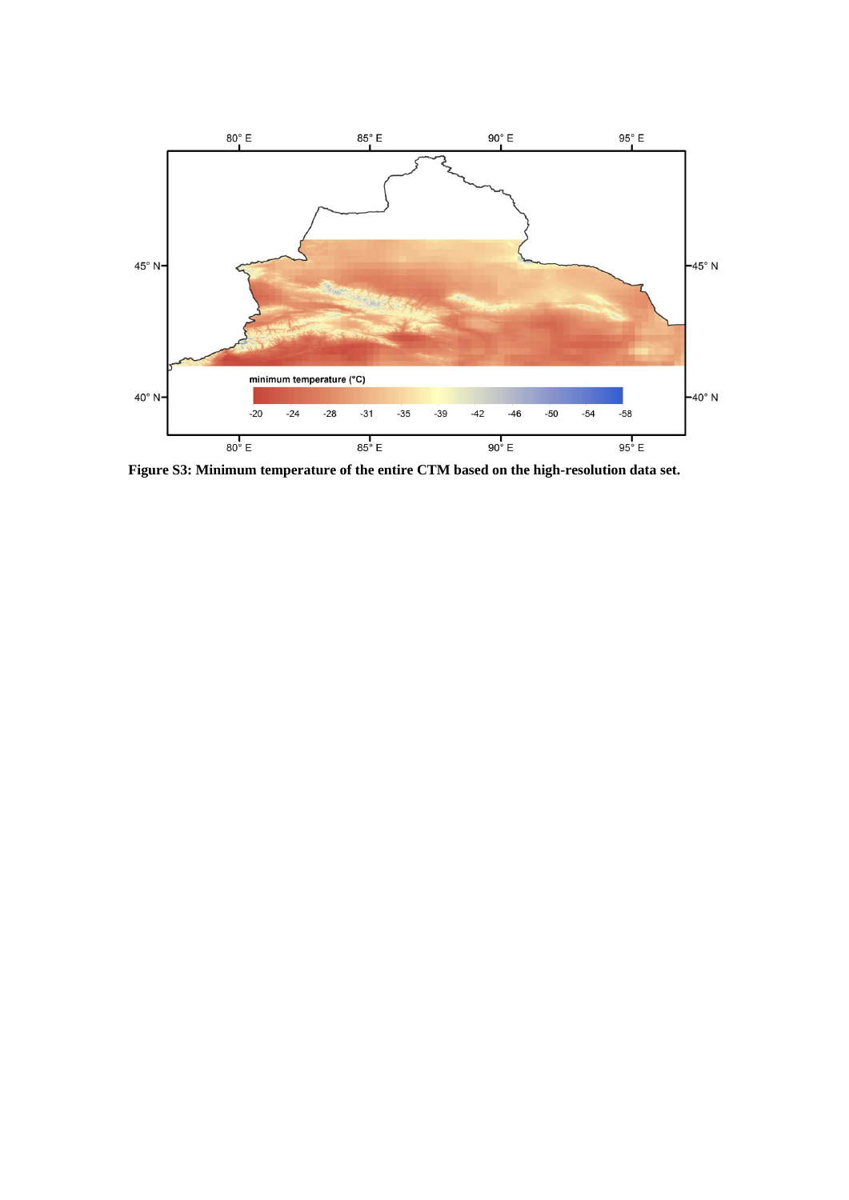80° E
85° E
90° E
95° E

45° N
40° N

minimum temperature (°C)

-20
-24
-28
-31
-35
-39
-42
-46
-50
-54
-58

**Figure S3: Minimum temperature of the entire CTM based on the high-resolution data set.**